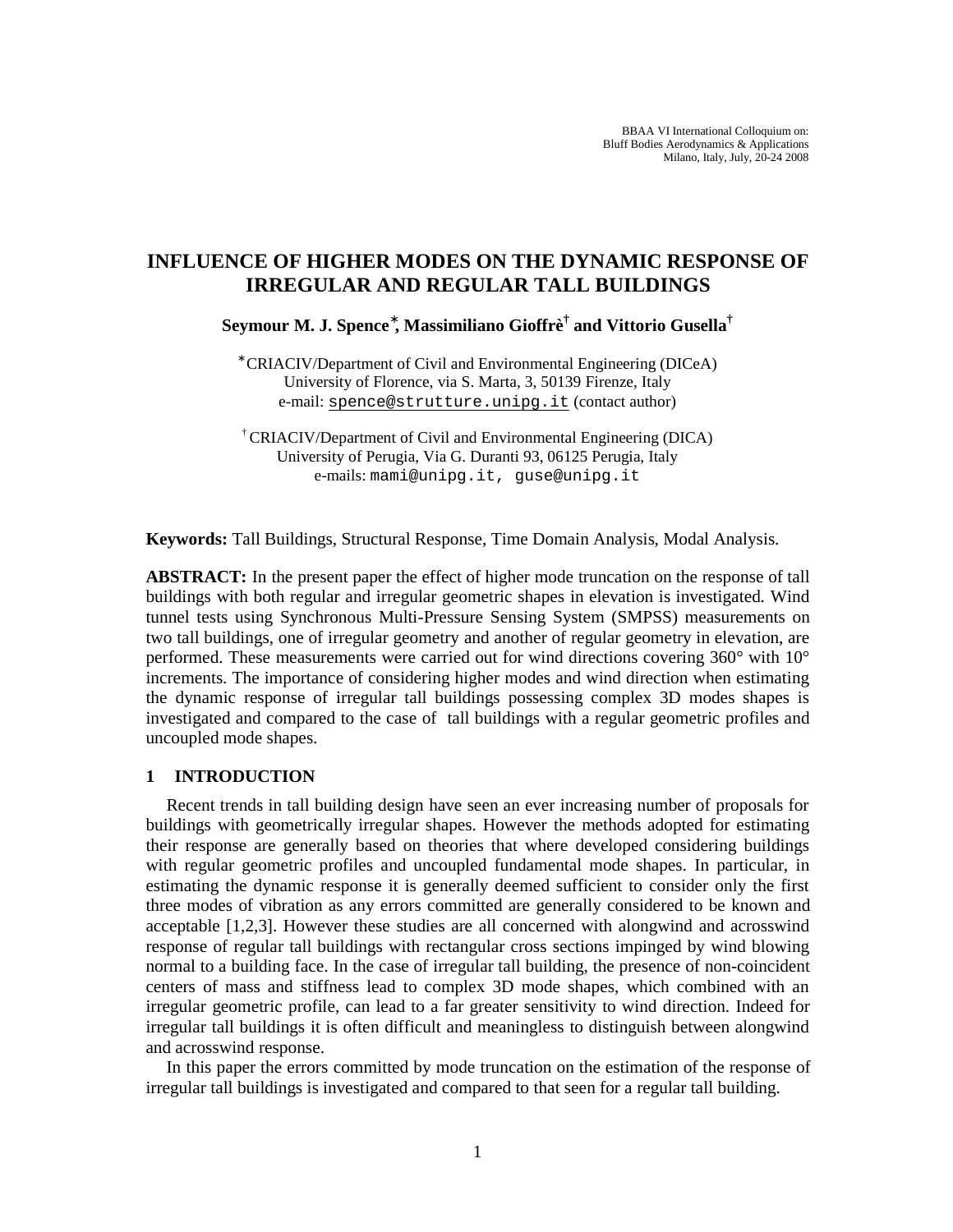BBAA VI International Colloquium on:
Bluff Bodies Aerodynamics & Applications
Milano, Italy, July, 20-24 2008

# INFLUENCE OF HIGHER MODES ON THE DYNAMIC RESPONSE OF IRREGULAR AND REGULAR TALL BUILDINGS

**Seymour M. J. Spence*, Massimiliano Gioffrè† and Vittorio Gusella†**

*CRIACIV/Department of Civil and Environmental Engineering (DICeA)
University of Florence, via S. Marta, 3, 50139 Firenze, Italy
e-mail: spence@strutture.unipg.it (contact author)

† CRIACIV/Department of Civil and Environmental Engineering (DICA)
University of Perugia, Via G. Duranti 93, 06125 Perugia, Italy
e-mails: mami@unipg.it, guse@unipg.it

**Keywords:** Tall Buildings, Structural Response, Time Domain Analysis, Modal Analysis.

**ABSTRACT:** In the present paper the effect of higher mode truncation on the response of tall buildings with both regular and irregular geometric shapes in elevation is investigated. Wind tunnel tests using Synchronous Multi-Pressure Sensing System (SMPSS) measurements on two tall buildings, one of irregular geometry and another of regular geometry in elevation, are performed. These measurements were carried out for wind directions covering 360° with 10° increments. The importance of considering higher modes and wind direction when estimating the dynamic response of irregular tall buildings possessing complex 3D modes shapes is investigated and compared to the case of tall buildings with a regular geometric profiles and uncoupled mode shapes.

## 1 INTRODUCTION

Recent trends in tall building design have seen an ever increasing number of proposals for buildings with geometrically irregular shapes. However the methods adopted for estimating their response are generally based on theories that where developed considering buildings with regular geometric profiles and uncoupled fundamental mode shapes. In particular, in estimating the dynamic response it is generally deemed sufficient to consider only the first three modes of vibration as any errors committed are generally considered to be known and acceptable [1,2,3]. However these studies are all concerned with alongwind and acrosswind response of regular tall buildings with rectangular cross sections impinged by wind blowing normal to a building face. In the case of irregular tall building, the presence of non-coincident centers of mass and stiffness lead to complex 3D mode shapes, which combined with an irregular geometric profile, can lead to a far greater sensitivity to wind direction. Indeed for irregular tall buildings it is often difficult and meaningless to distinguish between alongwind and acrosswind response.

In this paper the errors committed by mode truncation on the estimation of the response of irregular tall buildings is investigated and compared to that seen for a regular tall building.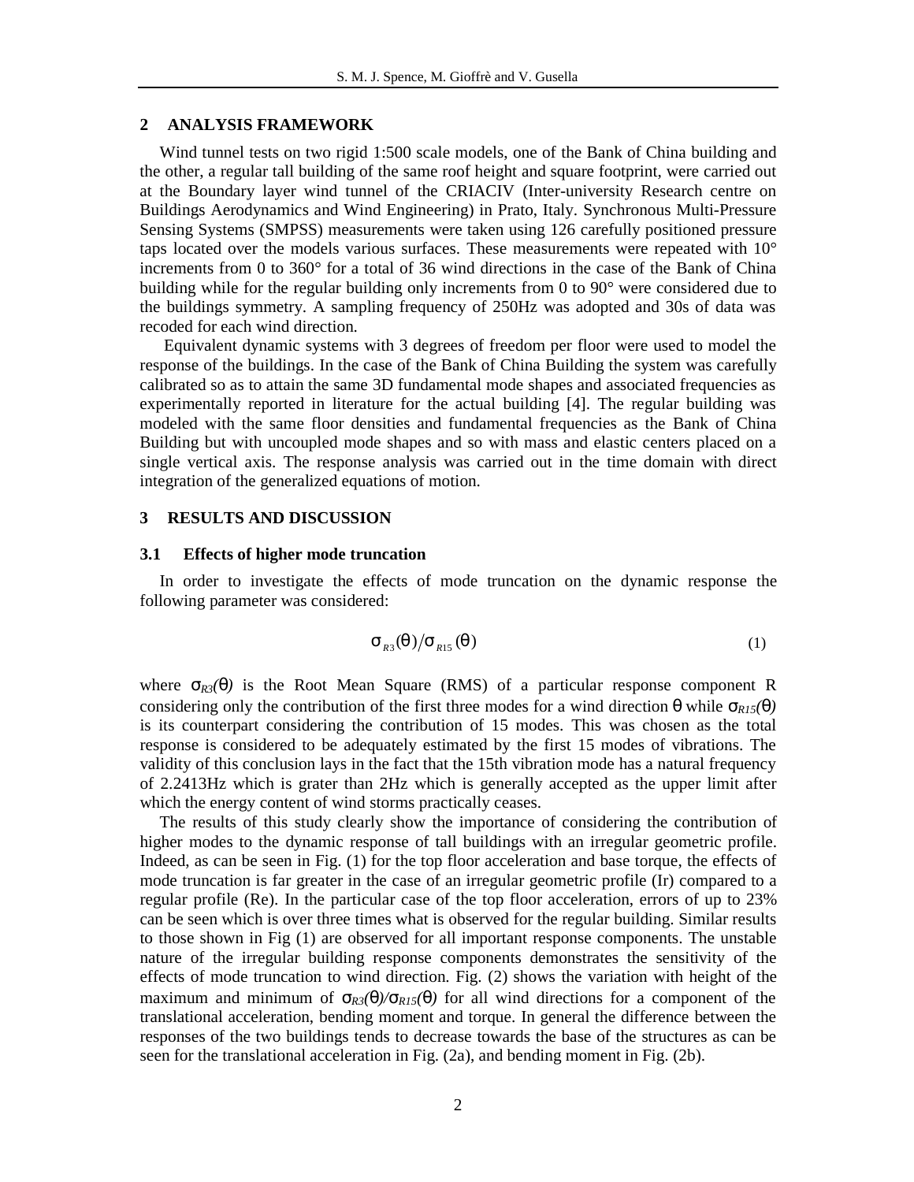## 2 ANALYSIS FRAMEWORK

Wind tunnel tests on two rigid 1:500 scale models, one of the Bank of China building and the other, a regular tall building of the same roof height and square footprint, were carried out at the Boundary layer wind tunnel of the CRIACIV (Inter-university Research centre on Buildings Aerodynamics and Wind Engineering) in Prato, Italy. Synchronous Multi-Pressure Sensing Systems (SMPSS) measurements were taken using 126 carefully positioned pressure taps located over the models various surfaces. These measurements were repeated with 10° increments from 0 to 360° for a total of 36 wind directions in the case of the Bank of China building while for the regular building only increments from 0 to 90° were considered due to the buildings symmetry. A sampling frequency of 250Hz was adopted and 30s of data was recoded for each wind direction.

Equivalent dynamic systems with 3 degrees of freedom per floor were used to model the response of the buildings. In the case of the Bank of China Building the system was carefully calibrated so as to attain the same 3D fundamental mode shapes and associated frequencies as experimentally reported in literature for the actual building [4]. The regular building was modeled with the same floor densities and fundamental frequencies as the Bank of China Building but with uncoupled mode shapes and so with mass and elastic centers placed on a single vertical axis. The response analysis was carried out in the time domain with direct integration of the generalized equations of motion.

## 3 RESULTS AND DISCUSSION

### 3.1 Effects of higher mode truncation

In order to investigate the effects of mode truncation on the dynamic response the following parameter was considered:

$$\sigma_{R3}(\theta)/\sigma_{R15}(\theta) \tag{1}$$

where $\sigma_{R3}(\theta)$ is the Root Mean Square (RMS) of a particular response component R considering only the contribution of the first three modes for a wind direction $\theta$ while $\sigma_{R15}(\theta)$ is its counterpart considering the contribution of 15 modes. This was chosen as the total response is considered to be adequately estimated by the first 15 modes of vibrations. The validity of this conclusion lays in the fact that the 15th vibration mode has a natural frequency of 2.2413Hz which is grater than 2Hz which is generally accepted as the upper limit after which the energy content of wind storms practically ceases.

The results of this study clearly show the importance of considering the contribution of higher modes to the dynamic response of tall buildings with an irregular geometric profile. Indeed, as can be seen in Fig. (1) for the top floor acceleration and base torque, the effects of mode truncation is far greater in the case of an irregular geometric profile (Ir) compared to a regular profile (Re). In the particular case of the top floor acceleration, errors of up to 23% can be seen which is over three times what is observed for the regular building. Similar results to those shown in Fig (1) are observed for all important response components. The unstable nature of the irregular building response components demonstrates the sensitivity of the effects of mode truncation to wind direction. Fig. (2) shows the variation with height of the maximum and minimum of $\sigma_{R3}(\theta)/\sigma_{R15}(\theta)$ for all wind directions for a component of the translational acceleration, bending moment and torque. In general the difference between the responses of the two buildings tends to decrease towards the base of the structures as can be seen for the translational acceleration in Fig. (2a), and bending moment in Fig. (2b).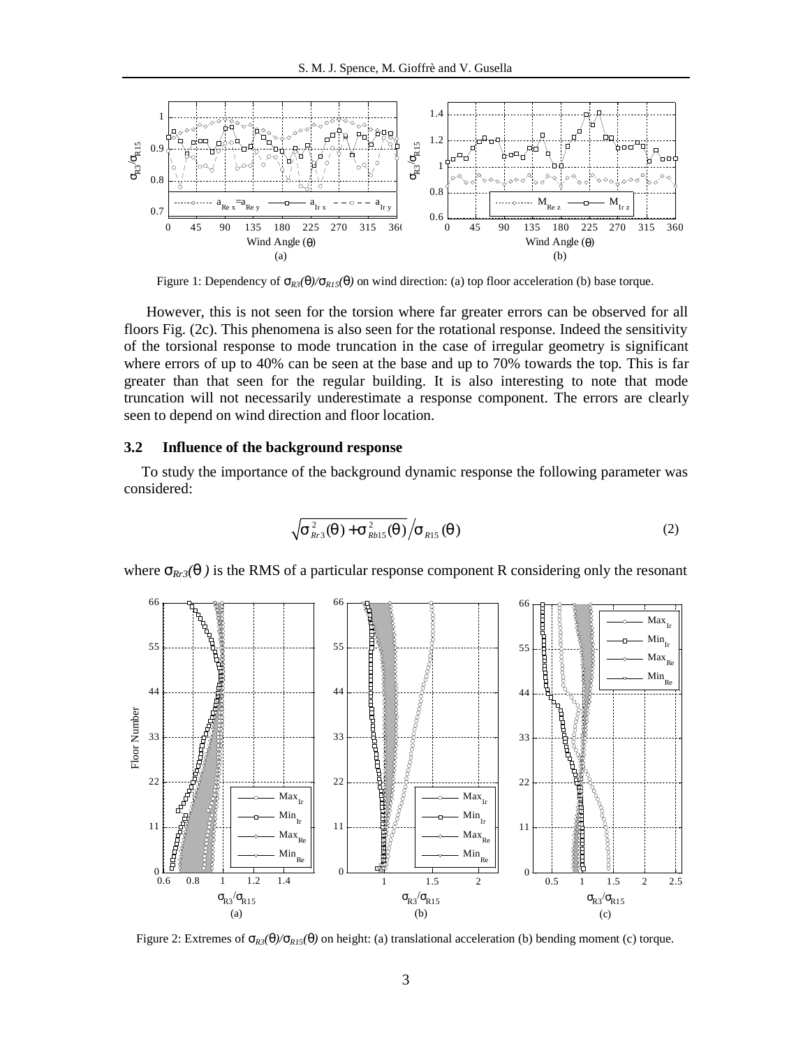Figure 1: Dependency of $\sigma_{R3}(\theta)/\sigma_{R15}(\theta)$ on wind direction: (a) top floor acceleration (b) base torque.

However, this is not seen for the torsion where far greater errors can be observed for all floors Fig. (2c). This phenomena is also seen for the rotational response. Indeed the sensitivity of the torsional response to mode truncation in the case of irregular geometry is significant where errors of up to 40% can be seen at the base and up to 70% towards the top. This is far greater than that seen for the regular building. It is also interesting to note that mode truncation will not necessarily underestimate a response component. The errors are clearly seen to depend on wind direction and floor location.

### 3.2 Influence of the background response

To study the importance of the background dynamic response the following parameter was considered:

$$\sqrt{\sigma^2_{Rr3}(\theta) + \sigma^2_{Rb15}(\theta)} \Big/ \sigma_{R15}(\theta) \tag{2}$$

where $\sigma_{Rr3}(\theta)$ is the RMS of a particular response component R considering only the resonant

Figure 2: Extremes of $\sigma_{R3}(\theta)/\sigma_{R15}(\theta)$ on height: (a) translational acceleration (b) bending moment (c) torque.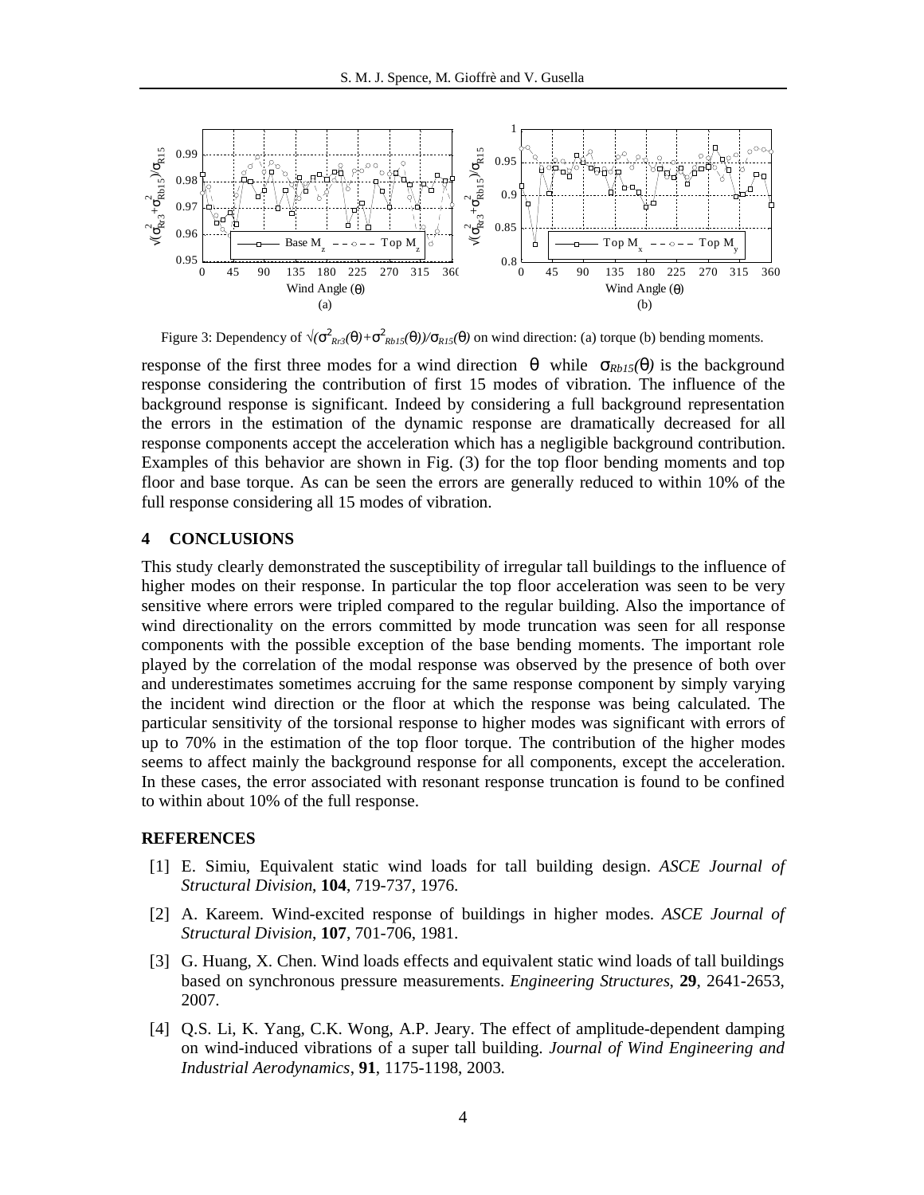$\sqrt{(\sigma^2_{Rr3}+\sigma^2_{Rb15})}/\sigma_{R15}$

0.99
0.98
0.97
0.96
0.95

0 45 90 135 180 225 270 315 360

Wind Angle (θ)

Base $M_z$ Top $M_z$

(a)

$\sqrt{(\sigma^2_{Rr3}+\sigma^2_{Rb15})}/\sigma_{R15}$

1
0.95
0.9
0.85
0.8

0 45 90 135 180 225 270 315 360

Wind Angle (θ)

Top $M_x$ Top $M_y$

(b)

Figure 3: Dependency of $\sqrt{(\sigma^2_{Rr3}(\theta)+\sigma^2_{Rb15}(\theta))}/\sigma_{R15}(\theta)$ on wind direction: (a) torque (b) bending moments.

response of the first three modes for a wind direction $\theta$ while $\sigma_{Rb15}(\theta)$ is the background response considering the contribution of first 15 modes of vibration. The influence of the background response is significant. Indeed by considering a full background representation the errors in the estimation of the dynamic response are dramatically decreased for all response components accept the acceleration which has a negligible background contribution. Examples of this behavior are shown in Fig. (3) for the top floor bending moments and top floor and base torque. As can be seen the errors are generally reduced to within 10% of the full response considering all 15 modes of vibration.

## 4 CONCLUSIONS

This study clearly demonstrated the susceptibility of irregular tall buildings to the influence of higher modes on their response. In particular the top floor acceleration was seen to be very sensitive where errors were tripled compared to the regular building. Also the importance of wind directionality on the errors committed by mode truncation was seen for all response components with the possible exception of the base bending moments. The important role played by the correlation of the modal response was observed by the presence of both over and underestimates sometimes accruing for the same response component by simply varying the incident wind direction or the floor at which the response was being calculated. The particular sensitivity of the torsional response to higher modes was significant with errors of up to 70% in the estimation of the top floor torque. The contribution of the higher modes seems to affect mainly the background response for all components, except the acceleration. In these cases, the error associated with resonant response truncation is found to be confined to within about 10% of the full response.

## REFERENCES

[1] E. Simiu, Equivalent static wind loads for tall building design. *ASCE Journal of Structural Division*, **104**, 719-737, 1976.

[2] A. Kareem. Wind-excited response of buildings in higher modes. *ASCE Journal of Structural Division*, **107**, 701-706, 1981.

[3] G. Huang, X. Chen. Wind loads effects and equivalent static wind loads of tall buildings based on synchronous pressure measurements. *Engineering Structures*, **29**, 2641-2653, 2007.

[4] Q.S. Li, K. Yang, C.K. Wong, A.P. Jeary. The effect of amplitude-dependent damping on wind-induced vibrations of a super tall building. *Journal of Wind Engineering and Industrial Aerodynamics*, **91**, 1175-1198, 2003.